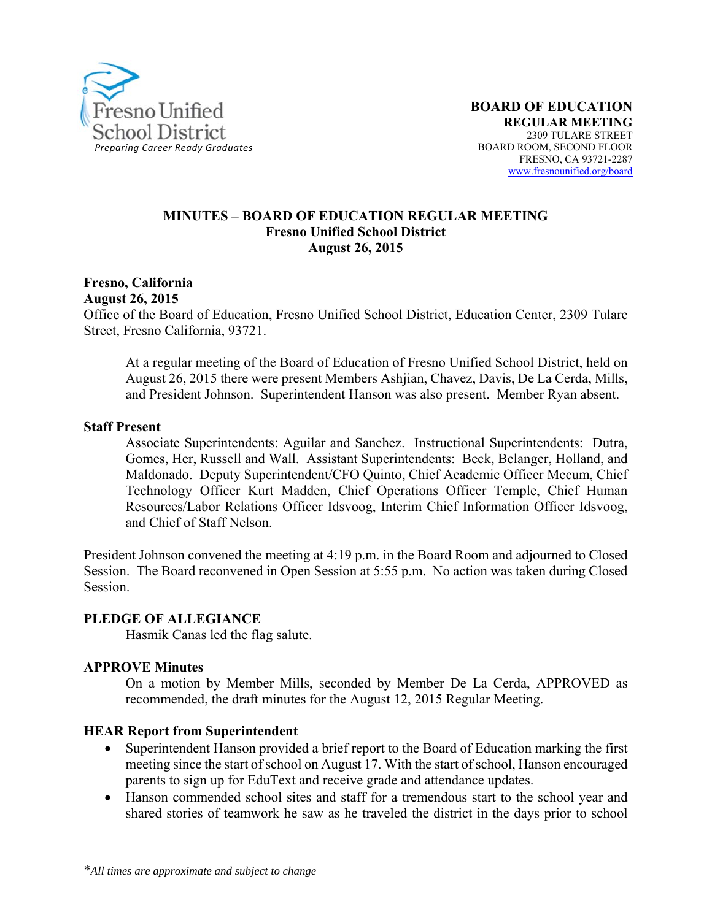Fresno Unified School District
*Preparing Career Ready Graduates*

**BOARD OF EDUCATION**
**REGULAR MEETING**
2309 TULARE STREET
BOARD ROOM, SECOND FLOOR
FRESNO, CA 93721-2287
www.fresnounified.org/board

# MINUTES – BOARD OF EDUCATION REGULAR MEETING
## Fresno Unified School District
## August 26, 2015

**Fresno, California**
**August 26, 2015**
Office of the Board of Education, Fresno Unified School District, Education Center, 2309 Tulare Street, Fresno California, 93721.

At a regular meeting of the Board of Education of Fresno Unified School District, held on August 26, 2015 there were present Members Ashjian, Chavez, Davis, De La Cerda, Mills, and President Johnson. Superintendent Hanson was also present. Member Ryan absent.

**Staff Present**

Associate Superintendents: Aguilar and Sanchez. Instructional Superintendents: Dutra, Gomes, Her, Russell and Wall. Assistant Superintendents: Beck, Belanger, Holland, and Maldonado. Deputy Superintendent/CFO Quinto, Chief Academic Officer Mecum, Chief Technology Officer Kurt Madden, Chief Operations Officer Temple, Chief Human Resources/Labor Relations Officer Idsvoog, Interim Chief Information Officer Idsvoog, and Chief of Staff Nelson.

President Johnson convened the meeting at 4:19 p.m. in the Board Room and adjourned to Closed Session. The Board reconvened in Open Session at 5:55 p.m. No action was taken during Closed Session.

**PLEDGE OF ALLEGIANCE**

Hasmik Canas led the flag salute.

**APPROVE Minutes**

On a motion by Member Mills, seconded by Member De La Cerda, APPROVED as recommended, the draft minutes for the August 12, 2015 Regular Meeting.

**HEAR Report from Superintendent**

- Superintendent Hanson provided a brief report to the Board of Education marking the first meeting since the start of school on August 17. With the start of school, Hanson encouraged parents to sign up for EduText and receive grade and attendance updates.
- Hanson commended school sites and staff for a tremendous start to the school year and shared stories of teamwork he saw as he traveled the district in the days prior to school

*All times are approximate and subject to change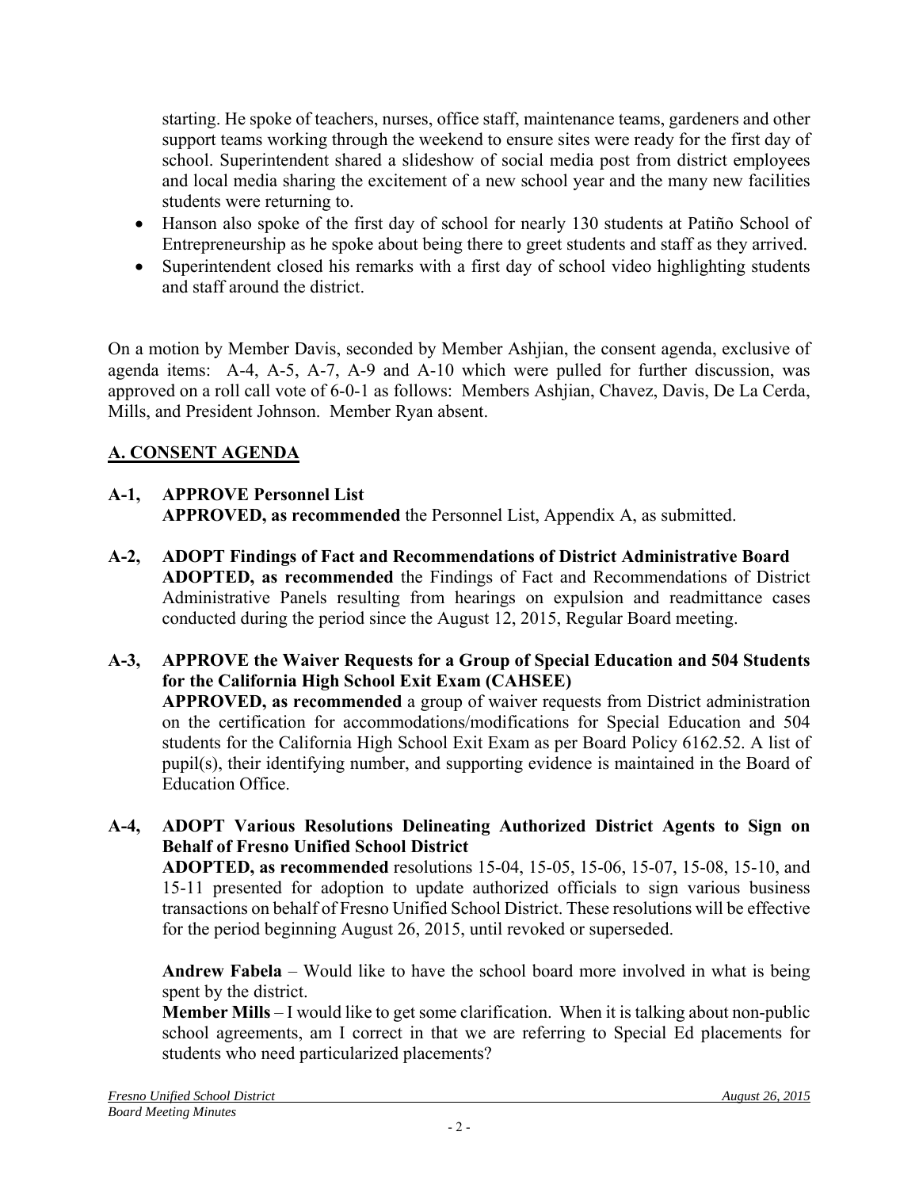starting. He spoke of teachers, nurses, office staff, maintenance teams, gardeners and other support teams working through the weekend to ensure sites were ready for the first day of school. Superintendent shared a slideshow of social media post from district employees and local media sharing the excitement of a new school year and the many new facilities students were returning to.

- Hanson also spoke of the first day of school for nearly 130 students at Patiño School of Entrepreneurship as he spoke about being there to greet students and staff as they arrived.
- Superintendent closed his remarks with a first day of school video highlighting students and staff around the district.

On a motion by Member Davis, seconded by Member Ashjian, the consent agenda, exclusive of agenda items: A-4, A-5, A-7, A-9 and A-10 which were pulled for further discussion, was approved on a roll call vote of 6-0-1 as follows: Members Ashjian, Chavez, Davis, De La Cerda, Mills, and President Johnson. Member Ryan absent.

## A. CONSENT AGENDA

**A-1, APPROVE Personnel List**
**APPROVED, as recommended** the Personnel List, Appendix A, as submitted.

**A-2, ADOPT Findings of Fact and Recommendations of District Administrative Board**
**ADOPTED, as recommended** the Findings of Fact and Recommendations of District Administrative Panels resulting from hearings on expulsion and readmittance cases conducted during the period since the August 12, 2015, Regular Board meeting.

**A-3, APPROVE the Waiver Requests for a Group of Special Education and 504 Students for the California High School Exit Exam (CAHSEE)**
**APPROVED, as recommended** a group of waiver requests from District administration on the certification for accommodations/modifications for Special Education and 504 students for the California High School Exit Exam as per Board Policy 6162.52. A list of pupil(s), their identifying number, and supporting evidence is maintained in the Board of Education Office.

**A-4, ADOPT Various Resolutions Delineating Authorized District Agents to Sign on Behalf of Fresno Unified School District**
**ADOPTED, as recommended** resolutions 15-04, 15-05, 15-06, 15-07, 15-08, 15-10, and 15-11 presented for adoption to update authorized officials to sign various business transactions on behalf of Fresno Unified School District. These resolutions will be effective for the period beginning August 26, 2015, until revoked or superseded.

**Andrew Fabela** – Would like to have the school board more involved in what is being spent by the district.
**Member Mills** – I would like to get some clarification. When it is talking about non-public school agreements, am I correct in that we are referring to Special Ed placements for students who need particularized placements?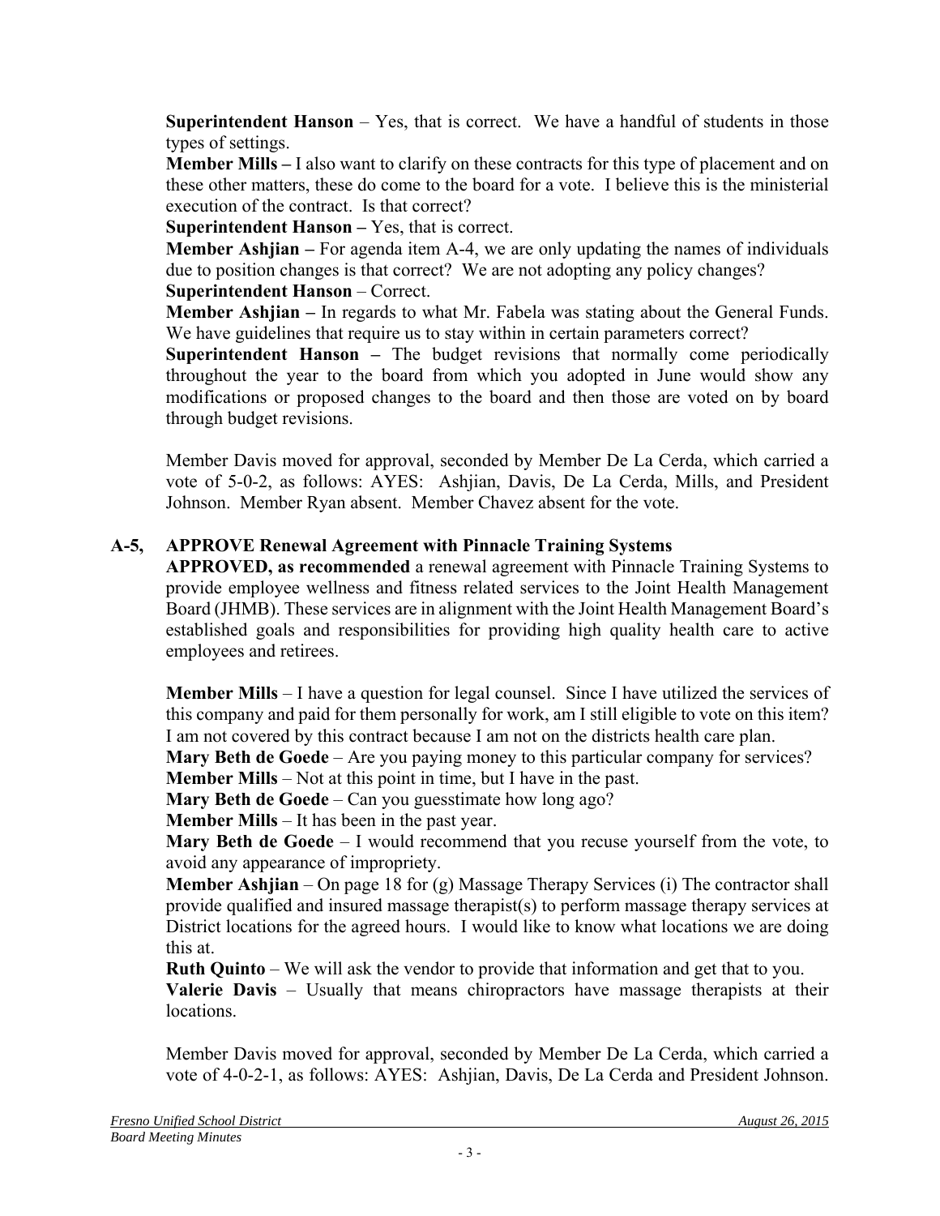**Superintendent Hanson** – Yes, that is correct. We have a handful of students in those types of settings.

**Member Mills –** I also want to clarify on these contracts for this type of placement and on these other matters, these do come to the board for a vote. I believe this is the ministerial execution of the contract. Is that correct?

**Superintendent Hanson –** Yes, that is correct.

**Member Ashjian –** For agenda item A-4, we are only updating the names of individuals due to position changes is that correct? We are not adopting any policy changes?

**Superintendent Hanson** – Correct.

**Member Ashjian –** In regards to what Mr. Fabela was stating about the General Funds. We have guidelines that require us to stay within in certain parameters correct?

**Superintendent Hanson –** The budget revisions that normally come periodically throughout the year to the board from which you adopted in June would show any modifications or proposed changes to the board and then those are voted on by board through budget revisions.

Member Davis moved for approval, seconded by Member De La Cerda, which carried a vote of 5-0-2, as follows: AYES: Ashjian, Davis, De La Cerda, Mills, and President Johnson. Member Ryan absent. Member Chavez absent for the vote.

**A-5, APPROVE Renewal Agreement with Pinnacle Training Systems**

**APPROVED, as recommended** a renewal agreement with Pinnacle Training Systems to provide employee wellness and fitness related services to the Joint Health Management Board (JHMB). These services are in alignment with the Joint Health Management Board's established goals and responsibilities for providing high quality health care to active employees and retirees.

**Member Mills** – I have a question for legal counsel. Since I have utilized the services of this company and paid for them personally for work, am I still eligible to vote on this item? I am not covered by this contract because I am not on the districts health care plan.

**Mary Beth de Goede** – Are you paying money to this particular company for services?

**Member Mills** – Not at this point in time, but I have in the past.

**Mary Beth de Goede** – Can you guesstimate how long ago?

**Member Mills** – It has been in the past year.

**Mary Beth de Goede** – I would recommend that you recuse yourself from the vote, to avoid any appearance of impropriety.

**Member Ashjian** – On page 18 for (g) Massage Therapy Services (i) The contractor shall provide qualified and insured massage therapist(s) to perform massage therapy services at District locations for the agreed hours. I would like to know what locations we are doing this at.

**Ruth Quinto** – We will ask the vendor to provide that information and get that to you.

**Valerie Davis** – Usually that means chiropractors have massage therapists at their locations.

Member Davis moved for approval, seconded by Member De La Cerda, which carried a vote of 4-0-2-1, as follows: AYES: Ashjian, Davis, De La Cerda and President Johnson.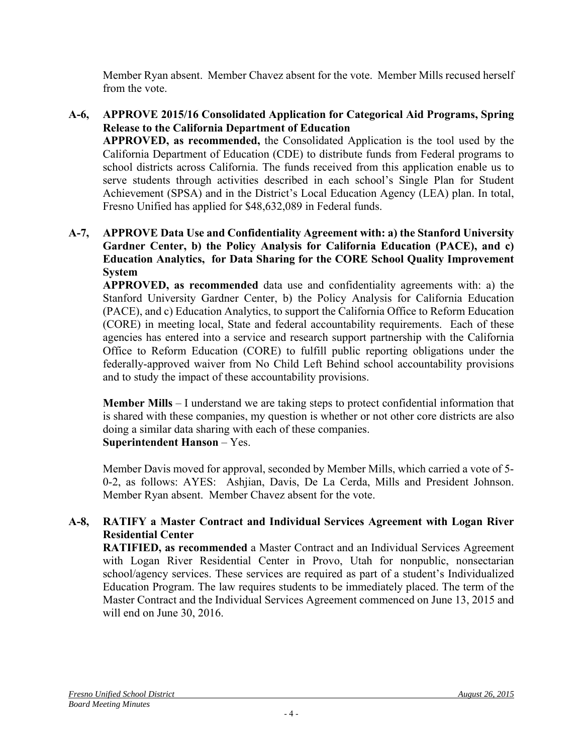Member Ryan absent. Member Chavez absent for the vote. Member Mills recused herself from the vote.

**A-6, APPROVE 2015/16 Consolidated Application for Categorical Aid Programs, Spring Release to the California Department of Education**

**APPROVED, as recommended,** the Consolidated Application is the tool used by the California Department of Education (CDE) to distribute funds from Federal programs to school districts across California. The funds received from this application enable us to serve students through activities described in each school's Single Plan for Student Achievement (SPSA) and in the District's Local Education Agency (LEA) plan. In total, Fresno Unified has applied for $48,632,089 in Federal funds.

**A-7, APPROVE Data Use and Confidentiality Agreement with: a) the Stanford University Gardner Center, b) the Policy Analysis for California Education (PACE), and c) Education Analytics, for Data Sharing for the CORE School Quality Improvement System**

**APPROVED, as recommended** data use and confidentiality agreements with: a) the Stanford University Gardner Center, b) the Policy Analysis for California Education (PACE), and c) Education Analytics, to support the California Office to Reform Education (CORE) in meeting local, State and federal accountability requirements. Each of these agencies has entered into a service and research support partnership with the California Office to Reform Education (CORE) to fulfill public reporting obligations under the federally-approved waiver from No Child Left Behind school accountability provisions and to study the impact of these accountability provisions.

**Member Mills** – I understand we are taking steps to protect confidential information that is shared with these companies, my question is whether or not other core districts are also doing a similar data sharing with each of these companies.
**Superintendent Hanson** – Yes.

Member Davis moved for approval, seconded by Member Mills, which carried a vote of 5-0-2, as follows: AYES: Ashjian, Davis, De La Cerda, Mills and President Johnson. Member Ryan absent. Member Chavez absent for the vote.

**A-8, RATIFY a Master Contract and Individual Services Agreement with Logan River Residential Center**

**RATIFIED, as recommended** a Master Contract and an Individual Services Agreement with Logan River Residential Center in Provo, Utah for nonpublic, nonsectarian school/agency services. These services are required as part of a student's Individualized Education Program. The law requires students to be immediately placed. The term of the Master Contract and the Individual Services Agreement commenced on June 13, 2015 and will end on June 30, 2016.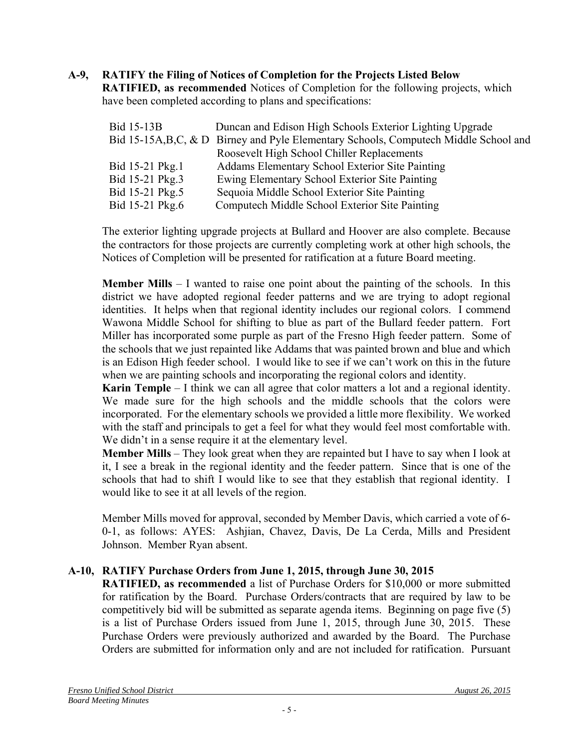**A-9, RATIFY the Filing of Notices of Completion for the Projects Listed Below**
**RATIFIED, as recommended** Notices of Completion for the following projects, which have been completed according to plans and specifications:

| | |
|---|---|
| Bid 15-13B | Duncan and Edison High Schools Exterior Lighting Upgrade |
| Bid 15-15A,B,C, & D | Birney and Pyle Elementary Schools, Computech Middle School and Roosevelt High School Chiller Replacements |
| Bid 15-21 Pkg.1 | Addams Elementary School Exterior Site Painting |
| Bid 15-21 Pkg.3 | Ewing Elementary School Exterior Site Painting |
| Bid 15-21 Pkg.5 | Sequoia Middle School Exterior Site Painting |
| Bid 15-21 Pkg.6 | Computech Middle School Exterior Site Painting |

The exterior lighting upgrade projects at Bullard and Hoover are also complete. Because the contractors for those projects are currently completing work at other high schools, the Notices of Completion will be presented for ratification at a future Board meeting.

**Member Mills** – I wanted to raise one point about the painting of the schools. In this district we have adopted regional feeder patterns and we are trying to adopt regional identities. It helps when that regional identity includes our regional colors. I commend Wawona Middle School for shifting to blue as part of the Bullard feeder pattern. Fort Miller has incorporated some purple as part of the Fresno High feeder pattern. Some of the schools that we just repainted like Addams that was painted brown and blue and which is an Edison High feeder school. I would like to see if we can't work on this in the future when we are painting schools and incorporating the regional colors and identity.

**Karin Temple** – I think we can all agree that color matters a lot and a regional identity. We made sure for the high schools and the middle schools that the colors were incorporated. For the elementary schools we provided a little more flexibility. We worked with the staff and principals to get a feel for what they would feel most comfortable with. We didn't in a sense require it at the elementary level.

**Member Mills** – They look great when they are repainted but I have to say when I look at it, I see a break in the regional identity and the feeder pattern. Since that is one of the schools that had to shift I would like to see that they establish that regional identity. I would like to see it at all levels of the region.

Member Mills moved for approval, seconded by Member Davis, which carried a vote of 6-0-1, as follows: AYES: Ashjian, Chavez, Davis, De La Cerda, Mills and President Johnson. Member Ryan absent.

**A-10, RATIFY Purchase Orders from June 1, 2015, through June 30, 2015**
**RATIFIED, as recommended** a list of Purchase Orders for $10,000 or more submitted for ratification by the Board. Purchase Orders/contracts that are required by law to be competitively bid will be submitted as separate agenda items. Beginning on page five (5) is a list of Purchase Orders issued from June 1, 2015, through June 30, 2015. These Purchase Orders were previously authorized and awarded by the Board. The Purchase Orders are submitted for information only and are not included for ratification. Pursuant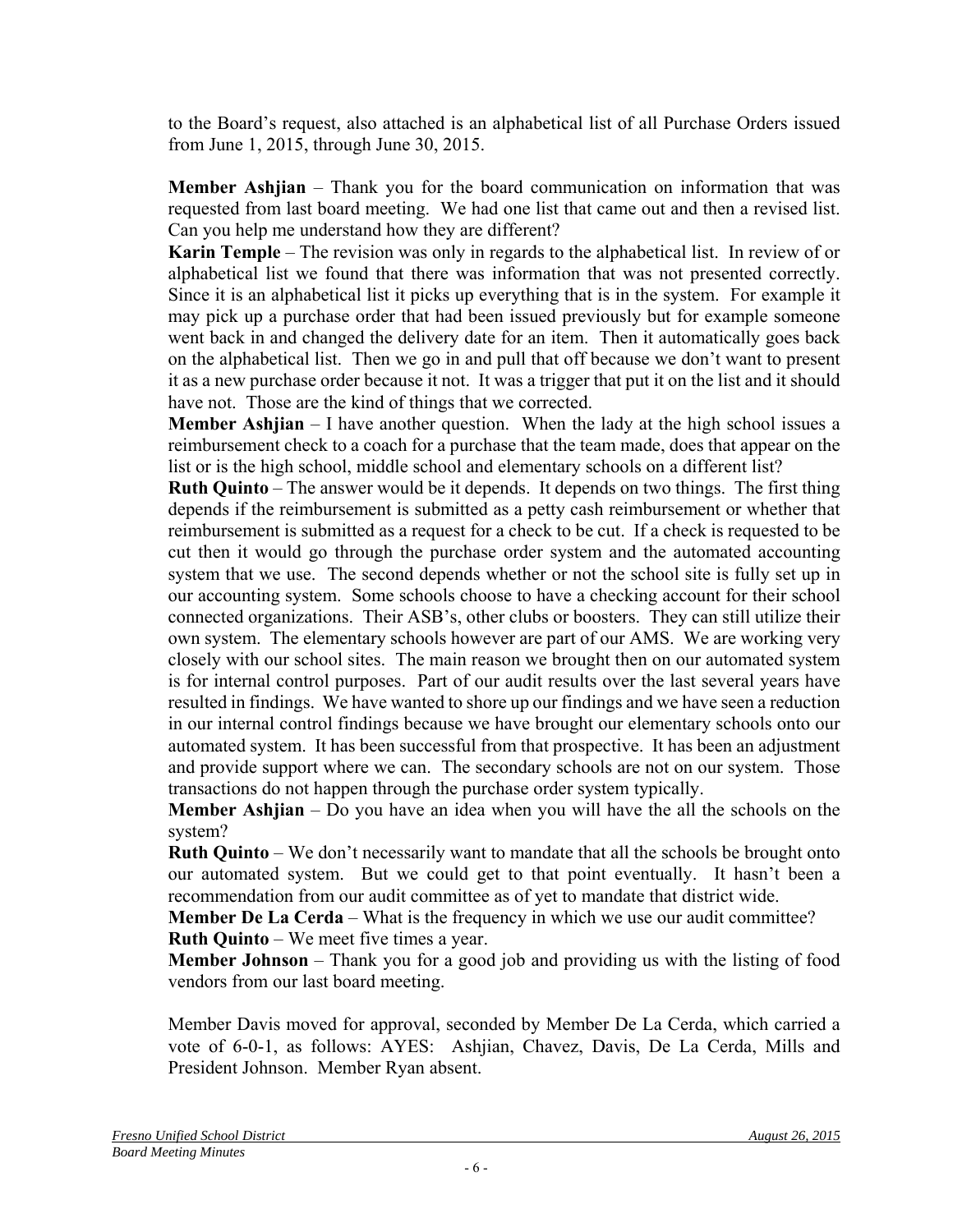to the Board's request, also attached is an alphabetical list of all Purchase Orders issued from June 1, 2015, through June 30, 2015.

**Member Ashjian** – Thank you for the board communication on information that was requested from last board meeting. We had one list that came out and then a revised list. Can you help me understand how they are different?
**Karin Temple** – The revision was only in regards to the alphabetical list. In review of or alphabetical list we found that there was information that was not presented correctly. Since it is an alphabetical list it picks up everything that is in the system. For example it may pick up a purchase order that had been issued previously but for example someone went back in and changed the delivery date for an item. Then it automatically goes back on the alphabetical list. Then we go in and pull that off because we don't want to present it as a new purchase order because it not. It was a trigger that put it on the list and it should have not. Those are the kind of things that we corrected.
**Member Ashjian** – I have another question. When the lady at the high school issues a reimbursement check to a coach for a purchase that the team made, does that appear on the list or is the high school, middle school and elementary schools on a different list?
**Ruth Quinto** – The answer would be it depends. It depends on two things. The first thing depends if the reimbursement is submitted as a petty cash reimbursement or whether that reimbursement is submitted as a request for a check to be cut. If a check is requested to be cut then it would go through the purchase order system and the automated accounting system that we use. The second depends whether or not the school site is fully set up in our accounting system. Some schools choose to have a checking account for their school connected organizations. Their ASB's, other clubs or boosters. They can still utilize their own system. The elementary schools however are part of our AMS. We are working very closely with our school sites. The main reason we brought then on our automated system is for internal control purposes. Part of our audit results over the last several years have resulted in findings. We have wanted to shore up our findings and we have seen a reduction in our internal control findings because we have brought our elementary schools onto our automated system. It has been successful from that prospective. It has been an adjustment and provide support where we can. The secondary schools are not on our system. Those transactions do not happen through the purchase order system typically.
**Member Ashjian** – Do you have an idea when you will have the all the schools on the system?
**Ruth Quinto** – We don't necessarily want to mandate that all the schools be brought onto our automated system. But we could get to that point eventually. It hasn't been a recommendation from our audit committee as of yet to mandate that district wide.
**Member De La Cerda** – What is the frequency in which we use our audit committee?
**Ruth Quinto** – We meet five times a year.
**Member Johnson** – Thank you for a good job and providing us with the listing of food vendors from our last board meeting.

Member Davis moved for approval, seconded by Member De La Cerda, which carried a vote of 6-0-1, as follows: AYES: Ashjian, Chavez, Davis, De La Cerda, Mills and President Johnson. Member Ryan absent.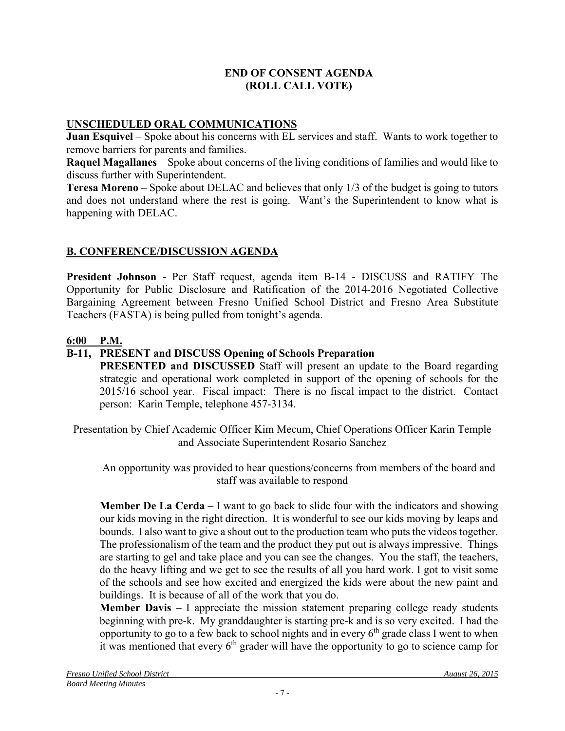**END OF CONSENT AGENDA**
**(ROLL CALL VOTE)**

## UNSCHEDULED ORAL COMMUNICATIONS

**Juan Esquivel** – Spoke about his concerns with EL services and staff. Wants to work together to remove barriers for parents and families.

**Raquel Magallanes** – Spoke about concerns of the living conditions of families and would like to discuss further with Superintendent.

**Teresa Moreno** – Spoke about DELAC and believes that only 1/3 of the budget is going to tutors and does not understand where the rest is going. Want's the Superintendent to know what is happening with DELAC.

## B. CONFERENCE/DISCUSSION AGENDA

**President Johnson -** Per Staff request, agenda item B-14 - DISCUSS and RATIFY The Opportunity for Public Disclosure and Ratification of the 2014-2016 Negotiated Collective Bargaining Agreement between Fresno Unified School District and Fresno Area Substitute Teachers (FASTA) is being pulled from tonight's agenda.

**6:00 P.M.**

**B-11, PRESENT and DISCUSS Opening of Schools Preparation**

**PRESENTED and DISCUSSED** Staff will present an update to the Board regarding strategic and operational work completed in support of the opening of schools for the 2015/16 school year. Fiscal impact: There is no fiscal impact to the district. Contact person: Karin Temple, telephone 457-3134.

Presentation by Chief Academic Officer Kim Mecum, Chief Operations Officer Karin Temple and Associate Superintendent Rosario Sanchez

An opportunity was provided to hear questions/concerns from members of the board and staff was available to respond

**Member De La Cerda** – I want to go back to slide four with the indicators and showing our kids moving in the right direction. It is wonderful to see our kids moving by leaps and bounds. I also want to give a shout out to the production team who puts the videos together. The professionalism of the team and the product they put out is always impressive. Things are starting to gel and take place and you can see the changes. You the staff, the teachers, do the heavy lifting and we get to see the results of all you hard work. I got to visit some of the schools and see how excited and energized the kids were about the new paint and buildings. It is because of all of the work that you do.

**Member Davis** – I appreciate the mission statement preparing college ready students beginning with pre-k. My granddaughter is starting pre-k and is so very excited. I had the opportunity to go to a few back to school nights and in every 6th grade class I went to when it was mentioned that every 6th grader will have the opportunity to go to science camp for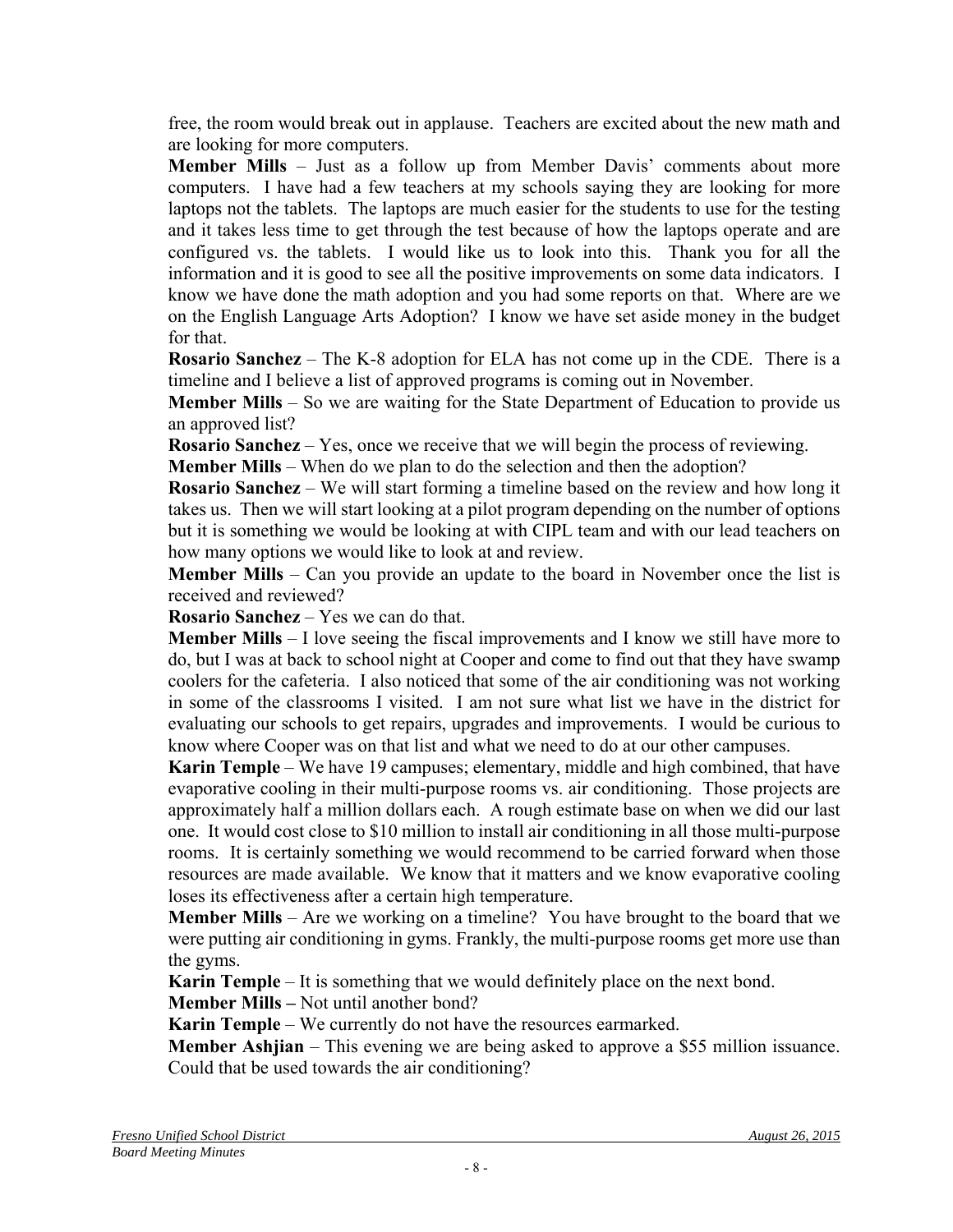free, the room would break out in applause. Teachers are excited about the new math and are looking for more computers.

**Member Mills** – Just as a follow up from Member Davis' comments about more computers. I have had a few teachers at my schools saying they are looking for more laptops not the tablets. The laptops are much easier for the students to use for the testing and it takes less time to get through the test because of how the laptops operate and are configured vs. the tablets. I would like us to look into this. Thank you for all the information and it is good to see all the positive improvements on some data indicators. I know we have done the math adoption and you had some reports on that. Where are we on the English Language Arts Adoption? I know we have set aside money in the budget for that.

**Rosario Sanchez** – The K-8 adoption for ELA has not come up in the CDE. There is a timeline and I believe a list of approved programs is coming out in November.

**Member Mills** – So we are waiting for the State Department of Education to provide us an approved list?

**Rosario Sanchez** – Yes, once we receive that we will begin the process of reviewing.

**Member Mills** – When do we plan to do the selection and then the adoption?

**Rosario Sanchez** – We will start forming a timeline based on the review and how long it takes us. Then we will start looking at a pilot program depending on the number of options but it is something we would be looking at with CIPL team and with our lead teachers on how many options we would like to look at and review.

**Member Mills** – Can you provide an update to the board in November once the list is received and reviewed?

**Rosario Sanchez** – Yes we can do that.

**Member Mills** – I love seeing the fiscal improvements and I know we still have more to do, but I was at back to school night at Cooper and come to find out that they have swamp coolers for the cafeteria. I also noticed that some of the air conditioning was not working in some of the classrooms I visited. I am not sure what list we have in the district for evaluating our schools to get repairs, upgrades and improvements. I would be curious to know where Cooper was on that list and what we need to do at our other campuses.

**Karin Temple** – We have 19 campuses; elementary, middle and high combined, that have evaporative cooling in their multi-purpose rooms vs. air conditioning. Those projects are approximately half a million dollars each. A rough estimate base on when we did our last one. It would cost close to $10 million to install air conditioning in all those multi-purpose rooms. It is certainly something we would recommend to be carried forward when those resources are made available. We know that it matters and we know evaporative cooling loses its effectiveness after a certain high temperature.

**Member Mills** – Are we working on a timeline? You have brought to the board that we were putting air conditioning in gyms. Frankly, the multi-purpose rooms get more use than the gyms.

**Karin Temple** – It is something that we would definitely place on the next bond.

**Member Mills –** Not until another bond?

**Karin Temple** – We currently do not have the resources earmarked.

**Member Ashjian** – This evening we are being asked to approve a $55 million issuance. Could that be used towards the air conditioning?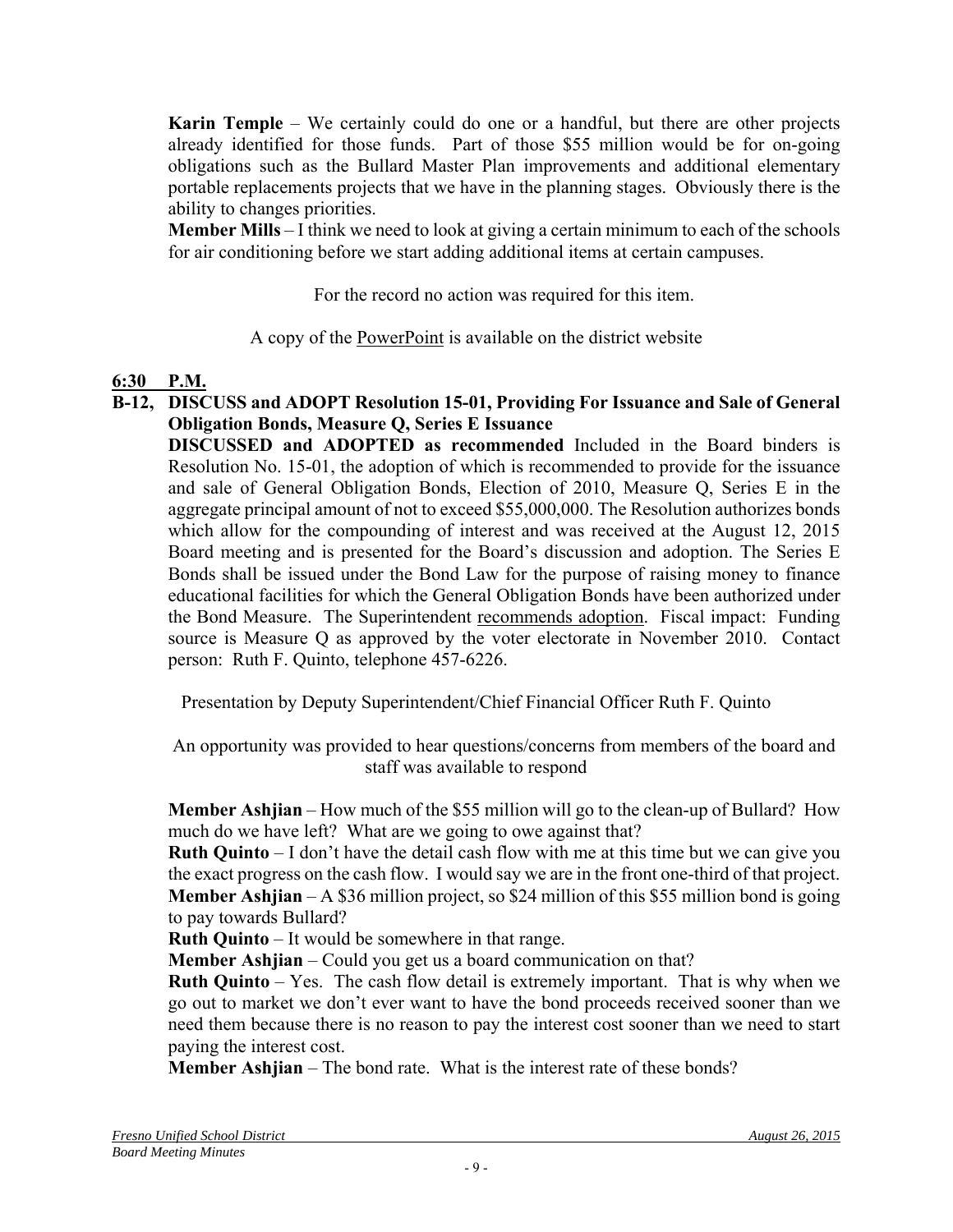**Karin Temple** – We certainly could do one or a handful, but there are other projects already identified for those funds. Part of those $55 million would be for on-going obligations such as the Bullard Master Plan improvements and additional elementary portable replacements projects that we have in the planning stages. Obviously there is the ability to changes priorities.

**Member Mills** – I think we need to look at giving a certain minimum to each of the schools for air conditioning before we start adding additional items at certain campuses.

For the record no action was required for this item.

A copy of the PowerPoint is available on the district website

## 6:30 P.M.

**B-12, DISCUSS and ADOPT Resolution 15-01, Providing For Issuance and Sale of General Obligation Bonds, Measure Q, Series E Issuance**

**DISCUSSED and ADOPTED as recommended** Included in the Board binders is Resolution No. 15-01, the adoption of which is recommended to provide for the issuance and sale of General Obligation Bonds, Election of 2010, Measure Q, Series E in the aggregate principal amount of not to exceed $55,000,000. The Resolution authorizes bonds which allow for the compounding of interest and was received at the August 12, 2015 Board meeting and is presented for the Board's discussion and adoption. The Series E Bonds shall be issued under the Bond Law for the purpose of raising money to finance educational facilities for which the General Obligation Bonds have been authorized under the Bond Measure. The Superintendent recommends adoption. Fiscal impact: Funding source is Measure Q as approved by the voter electorate in November 2010. Contact person: Ruth F. Quinto, telephone 457-6226.

Presentation by Deputy Superintendent/Chief Financial Officer Ruth F. Quinto

An opportunity was provided to hear questions/concerns from members of the board and staff was available to respond

**Member Ashjian** – How much of the $55 million will go to the clean-up of Bullard? How much do we have left? What are we going to owe against that?

**Ruth Quinto** – I don't have the detail cash flow with me at this time but we can give you the exact progress on the cash flow. I would say we are in the front one-third of that project.

**Member Ashjian** – A $36 million project, so $24 million of this $55 million bond is going to pay towards Bullard?

**Ruth Quinto** – It would be somewhere in that range.

**Member Ashjian** – Could you get us a board communication on that?

**Ruth Quinto** – Yes. The cash flow detail is extremely important. That is why when we go out to market we don't ever want to have the bond proceeds received sooner than we need them because there is no reason to pay the interest cost sooner than we need to start paying the interest cost.

**Member Ashjian** – The bond rate. What is the interest rate of these bonds?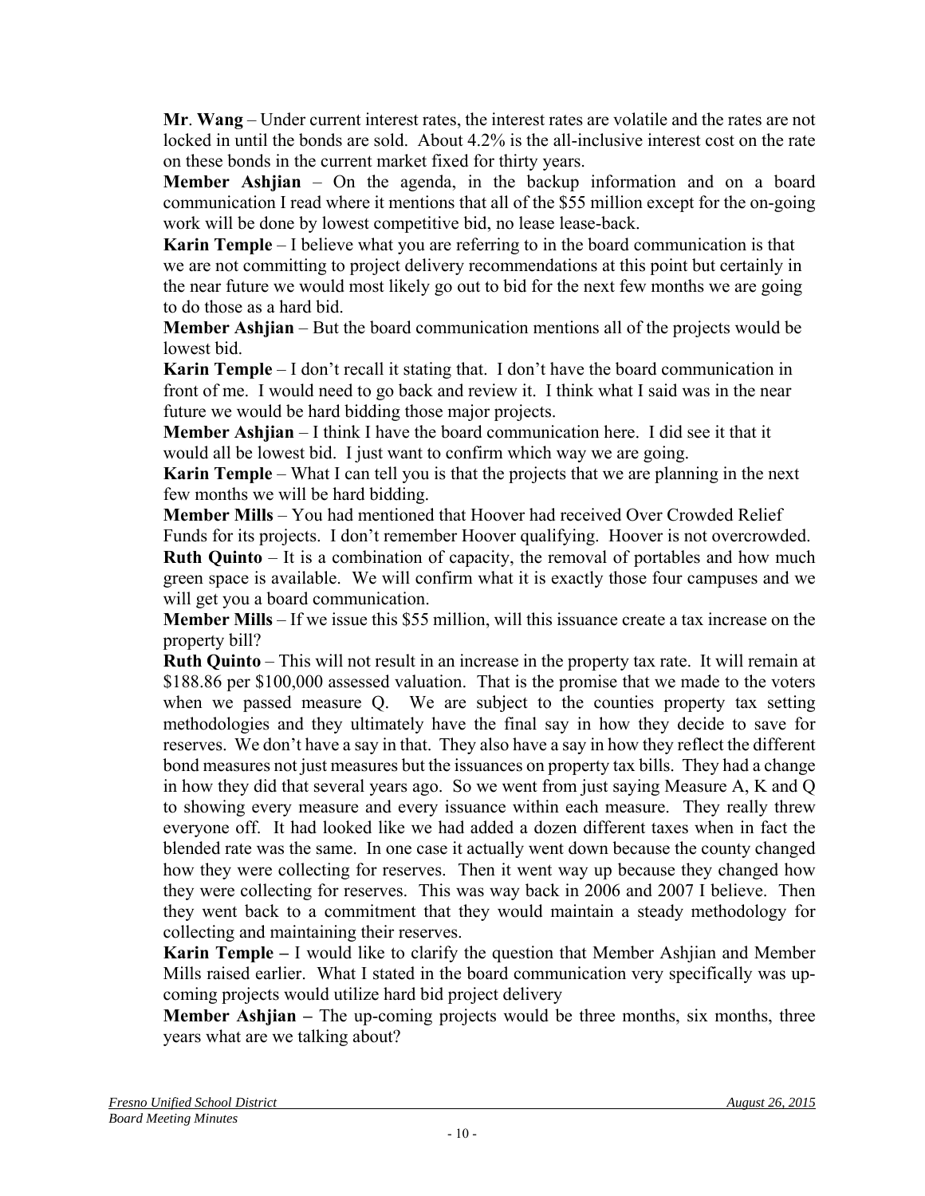**Mr**. **Wang** – Under current interest rates, the interest rates are volatile and the rates are not locked in until the bonds are sold. About 4.2% is the all-inclusive interest cost on the rate on these bonds in the current market fixed for thirty years.

**Member Ashjian** – On the agenda, in the backup information and on a board communication I read where it mentions that all of the $55 million except for the on-going work will be done by lowest competitive bid, no lease lease-back.

**Karin Temple** – I believe what you are referring to in the board communication is that we are not committing to project delivery recommendations at this point but certainly in the near future we would most likely go out to bid for the next few months we are going to do those as a hard bid.

**Member Ashjian** – But the board communication mentions all of the projects would be lowest bid.

**Karin Temple** – I don't recall it stating that. I don't have the board communication in front of me. I would need to go back and review it. I think what I said was in the near future we would be hard bidding those major projects.

**Member Ashjian** – I think I have the board communication here. I did see it that it would all be lowest bid. I just want to confirm which way we are going.

**Karin Temple** – What I can tell you is that the projects that we are planning in the next few months we will be hard bidding.

**Member Mills** – You had mentioned that Hoover had received Over Crowded Relief Funds for its projects. I don't remember Hoover qualifying. Hoover is not overcrowded.

**Ruth Quinto** – It is a combination of capacity, the removal of portables and how much green space is available. We will confirm what it is exactly those four campuses and we will get you a board communication.

**Member Mills** – If we issue this $55 million, will this issuance create a tax increase on the property bill?

**Ruth Quinto** – This will not result in an increase in the property tax rate. It will remain at $188.86 per $100,000 assessed valuation. That is the promise that we made to the voters when we passed measure Q. We are subject to the counties property tax setting methodologies and they ultimately have the final say in how they decide to save for reserves. We don't have a say in that. They also have a say in how they reflect the different bond measures not just measures but the issuances on property tax bills. They had a change in how they did that several years ago. So we went from just saying Measure A, K and Q to showing every measure and every issuance within each measure. They really threw everyone off. It had looked like we had added a dozen different taxes when in fact the blended rate was the same. In one case it actually went down because the county changed how they were collecting for reserves. Then it went way up because they changed how they were collecting for reserves. This was way back in 2006 and 2007 I believe. Then they went back to a commitment that they would maintain a steady methodology for collecting and maintaining their reserves.

**Karin Temple –** I would like to clarify the question that Member Ashjian and Member Mills raised earlier. What I stated in the board communication very specifically was up-coming projects would utilize hard bid project delivery

**Member Ashjian –** The up-coming projects would be three months, six months, three years what are we talking about?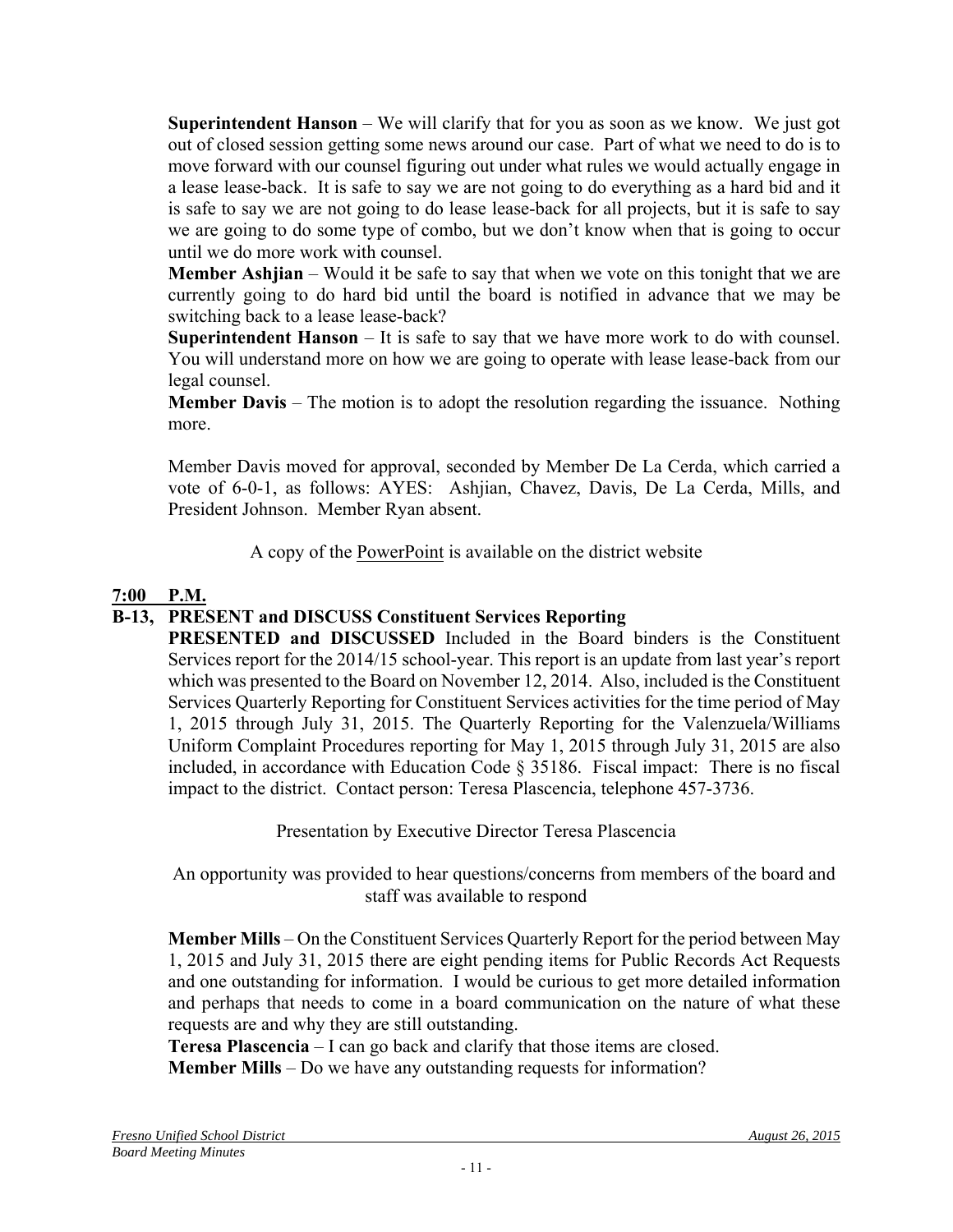**Superintendent Hanson** – We will clarify that for you as soon as we know. We just got out of closed session getting some news around our case. Part of what we need to do is to move forward with our counsel figuring out under what rules we would actually engage in a lease lease-back. It is safe to say we are not going to do everything as a hard bid and it is safe to say we are not going to do lease lease-back for all projects, but it is safe to say we are going to do some type of combo, but we don't know when that is going to occur until we do more work with counsel.

**Member Ashjian** – Would it be safe to say that when we vote on this tonight that we are currently going to do hard bid until the board is notified in advance that we may be switching back to a lease lease-back?

**Superintendent Hanson** – It is safe to say that we have more work to do with counsel. You will understand more on how we are going to operate with lease lease-back from our legal counsel.

**Member Davis** – The motion is to adopt the resolution regarding the issuance. Nothing more.

Member Davis moved for approval, seconded by Member De La Cerda, which carried a vote of 6-0-1, as follows: AYES: Ashjian, Chavez, Davis, De La Cerda, Mills, and President Johnson. Member Ryan absent.

A copy of the PowerPoint is available on the district website

**7:00 P.M.**

**B-13, PRESENT and DISCUSS Constituent Services Reporting**

**PRESENTED and DISCUSSED** Included in the Board binders is the Constituent Services report for the 2014/15 school-year. This report is an update from last year's report which was presented to the Board on November 12, 2014. Also, included is the Constituent Services Quarterly Reporting for Constituent Services activities for the time period of May 1, 2015 through July 31, 2015. The Quarterly Reporting for the Valenzuela/Williams Uniform Complaint Procedures reporting for May 1, 2015 through July 31, 2015 are also included, in accordance with Education Code § 35186. Fiscal impact: There is no fiscal impact to the district. Contact person: Teresa Plascencia, telephone 457-3736.

Presentation by Executive Director Teresa Plascencia

An opportunity was provided to hear questions/concerns from members of the board and staff was available to respond

**Member Mills** – On the Constituent Services Quarterly Report for the period between May 1, 2015 and July 31, 2015 there are eight pending items for Public Records Act Requests and one outstanding for information. I would be curious to get more detailed information and perhaps that needs to come in a board communication on the nature of what these requests are and why they are still outstanding.

**Teresa Plascencia** – I can go back and clarify that those items are closed.

**Member Mills** – Do we have any outstanding requests for information?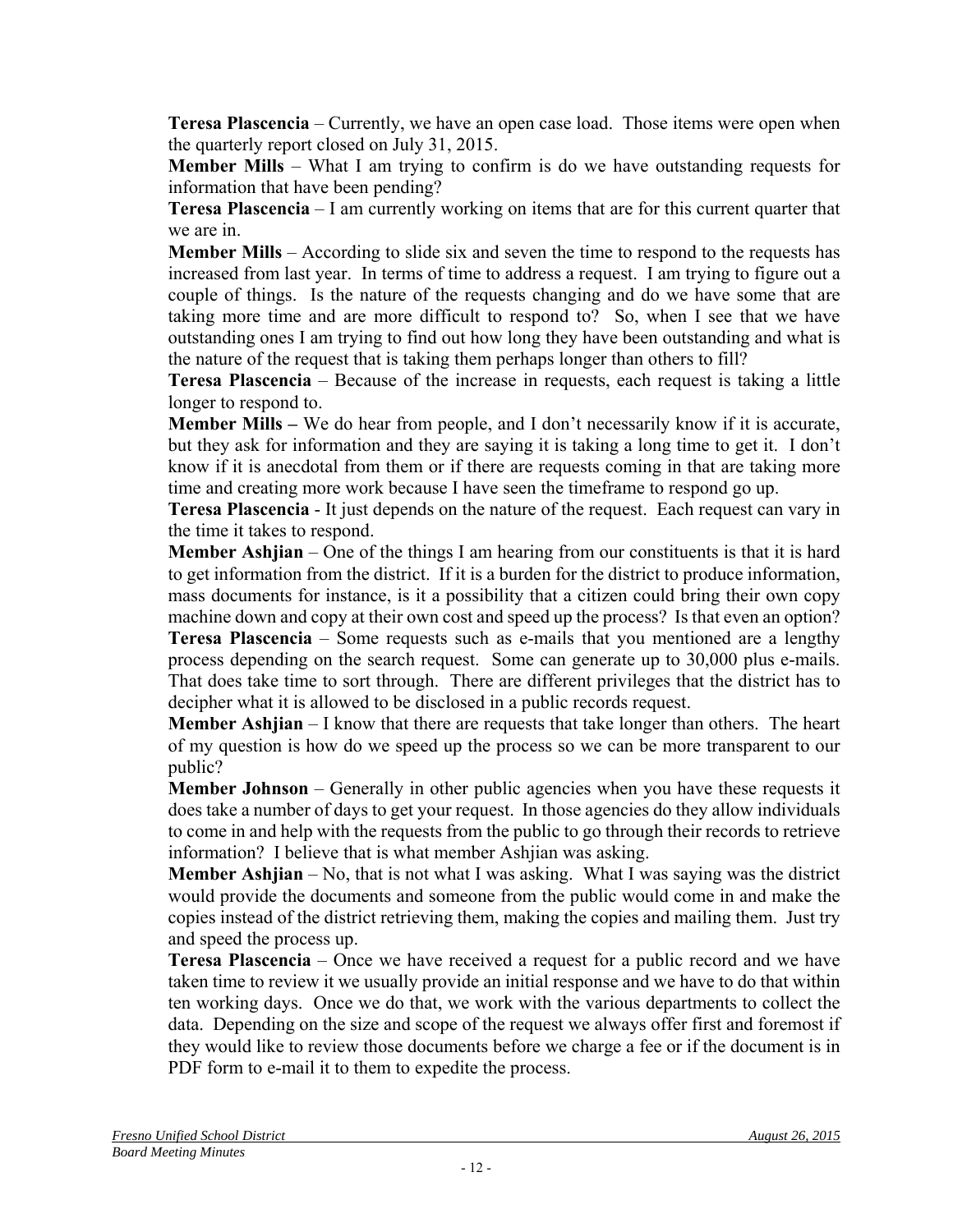**Teresa Plascencia** – Currently, we have an open case load. Those items were open when the quarterly report closed on July 31, 2015.

**Member Mills** – What I am trying to confirm is do we have outstanding requests for information that have been pending?

**Teresa Plascencia** – I am currently working on items that are for this current quarter that we are in.

**Member Mills** – According to slide six and seven the time to respond to the requests has increased from last year. In terms of time to address a request. I am trying to figure out a couple of things. Is the nature of the requests changing and do we have some that are taking more time and are more difficult to respond to? So, when I see that we have outstanding ones I am trying to find out how long they have been outstanding and what is the nature of the request that is taking them perhaps longer than others to fill?

**Teresa Plascencia** – Because of the increase in requests, each request is taking a little longer to respond to.

**Member Mills –** We do hear from people, and I don't necessarily know if it is accurate, but they ask for information and they are saying it is taking a long time to get it. I don't know if it is anecdotal from them or if there are requests coming in that are taking more time and creating more work because I have seen the timeframe to respond go up.

**Teresa Plascencia** - It just depends on the nature of the request. Each request can vary in the time it takes to respond.

**Member Ashjian** – One of the things I am hearing from our constituents is that it is hard to get information from the district. If it is a burden for the district to produce information, mass documents for instance, is it a possibility that a citizen could bring their own copy machine down and copy at their own cost and speed up the process? Is that even an option?

**Teresa Plascencia** – Some requests such as e-mails that you mentioned are a lengthy process depending on the search request. Some can generate up to 30,000 plus e-mails. That does take time to sort through. There are different privileges that the district has to decipher what it is allowed to be disclosed in a public records request.

**Member Ashjian** – I know that there are requests that take longer than others. The heart of my question is how do we speed up the process so we can be more transparent to our public?

**Member Johnson** – Generally in other public agencies when you have these requests it does take a number of days to get your request. In those agencies do they allow individuals to come in and help with the requests from the public to go through their records to retrieve information? I believe that is what member Ashjian was asking.

**Member Ashjian** – No, that is not what I was asking. What I was saying was the district would provide the documents and someone from the public would come in and make the copies instead of the district retrieving them, making the copies and mailing them. Just try and speed the process up.

**Teresa Plascencia** – Once we have received a request for a public record and we have taken time to review it we usually provide an initial response and we have to do that within ten working days. Once we do that, we work with the various departments to collect the data. Depending on the size and scope of the request we always offer first and foremost if they would like to review those documents before we charge a fee or if the document is in PDF form to e-mail it to them to expedite the process.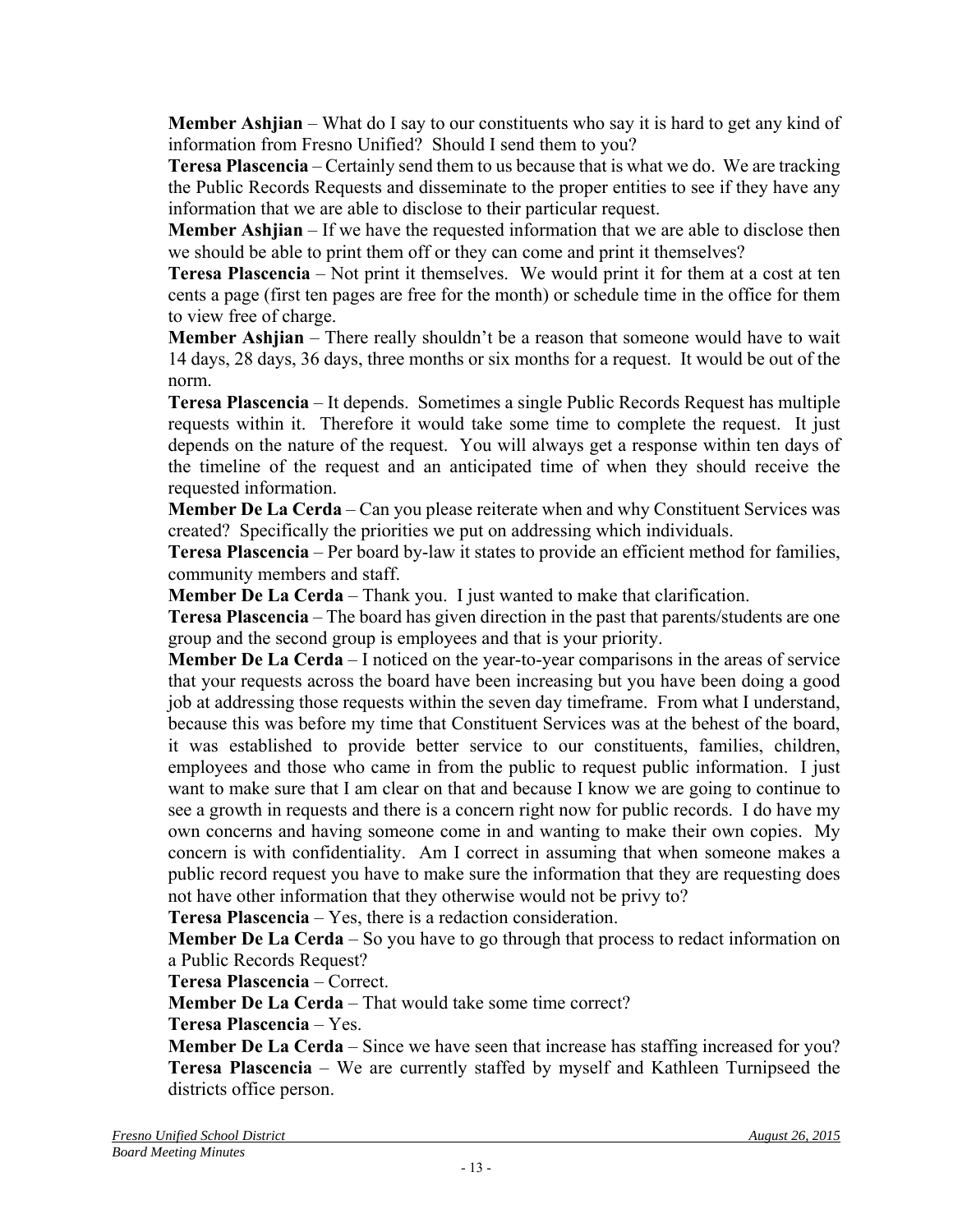**Member Ashjian** – What do I say to our constituents who say it is hard to get any kind of information from Fresno Unified? Should I send them to you?

**Teresa Plascencia** – Certainly send them to us because that is what we do. We are tracking the Public Records Requests and disseminate to the proper entities to see if they have any information that we are able to disclose to their particular request.

**Member Ashjian** – If we have the requested information that we are able to disclose then we should be able to print them off or they can come and print it themselves?

**Teresa Plascencia** – Not print it themselves. We would print it for them at a cost at ten cents a page (first ten pages are free for the month) or schedule time in the office for them to view free of charge.

**Member Ashjian** – There really shouldn't be a reason that someone would have to wait 14 days, 28 days, 36 days, three months or six months for a request. It would be out of the norm.

**Teresa Plascencia** – It depends. Sometimes a single Public Records Request has multiple requests within it. Therefore it would take some time to complete the request. It just depends on the nature of the request. You will always get a response within ten days of the timeline of the request and an anticipated time of when they should receive the requested information.

**Member De La Cerda** – Can you please reiterate when and why Constituent Services was created? Specifically the priorities we put on addressing which individuals.

**Teresa Plascencia** – Per board by-law it states to provide an efficient method for families, community members and staff.

**Member De La Cerda** – Thank you. I just wanted to make that clarification.

**Teresa Plascencia** – The board has given direction in the past that parents/students are one group and the second group is employees and that is your priority.

**Member De La Cerda** – I noticed on the year-to-year comparisons in the areas of service that your requests across the board have been increasing but you have been doing a good job at addressing those requests within the seven day timeframe. From what I understand, because this was before my time that Constituent Services was at the behest of the board, it was established to provide better service to our constituents, families, children, employees and those who came in from the public to request public information. I just want to make sure that I am clear on that and because I know we are going to continue to see a growth in requests and there is a concern right now for public records. I do have my own concerns and having someone come in and wanting to make their own copies. My concern is with confidentiality. Am I correct in assuming that when someone makes a public record request you have to make sure the information that they are requesting does not have other information that they otherwise would not be privy to?

**Teresa Plascencia** – Yes, there is a redaction consideration.

**Member De La Cerda** – So you have to go through that process to redact information on a Public Records Request?

**Teresa Plascencia** – Correct.

**Member De La Cerda** – That would take some time correct?

**Teresa Plascencia** – Yes.

**Member De La Cerda** – Since we have seen that increase has staffing increased for you?

**Teresa Plascencia** – We are currently staffed by myself and Kathleen Turnipseed the districts office person.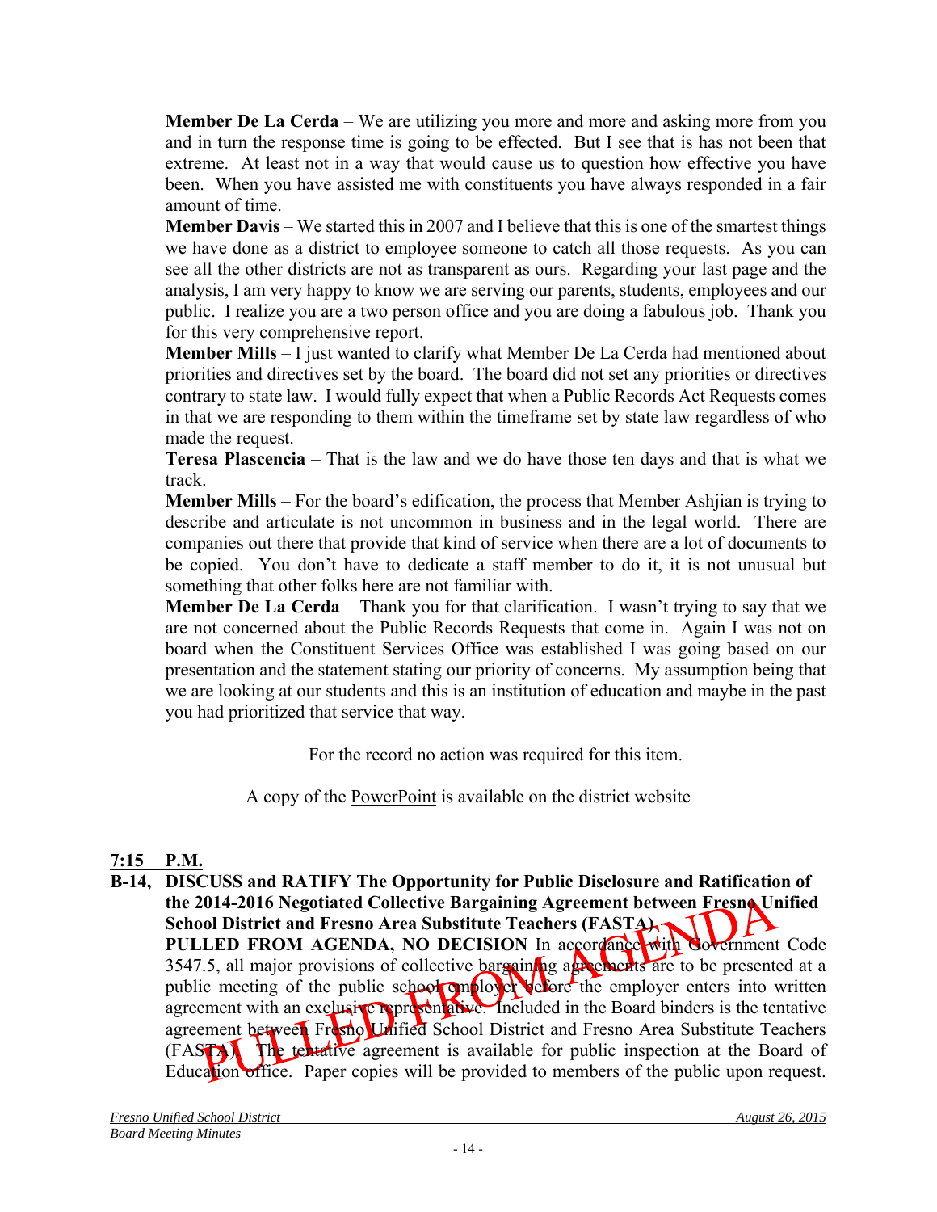**Member De La Cerda** – We are utilizing you more and more and asking more from you and in turn the response time is going to be effected. But I see that is has not been that extreme. At least not in a way that would cause us to question how effective you have been. When you have assisted me with constituents you have always responded in a fair amount of time.

**Member Davis** – We started this in 2007 and I believe that this is one of the smartest things we have done as a district to employee someone to catch all those requests. As you can see all the other districts are not as transparent as ours. Regarding your last page and the analysis, I am very happy to know we are serving our parents, students, employees and our public. I realize you are a two person office and you are doing a fabulous job. Thank you for this very comprehensive report.

**Member Mills** – I just wanted to clarify what Member De La Cerda had mentioned about priorities and directives set by the board. The board did not set any priorities or directives contrary to state law. I would fully expect that when a Public Records Act Requests comes in that we are responding to them within the timeframe set by state law regardless of who made the request.

**Teresa Plascencia** – That is the law and we do have those ten days and that is what we track.

**Member Mills** – For the board's edification, the process that Member Ashjian is trying to describe and articulate is not uncommon in business and in the legal world. There are companies out there that provide that kind of service when there are a lot of documents to be copied. You don't have to dedicate a staff member to do it, it is not unusual but something that other folks here are not familiar with.

**Member De La Cerda** – Thank you for that clarification. I wasn't trying to say that we are not concerned about the Public Records Requests that come in. Again I was not on board when the Constituent Services Office was established I was going based on our presentation and the statement stating our priority of concerns. My assumption being that we are looking at our students and this is an institution of education and maybe in the past you had prioritized that service that way.

For the record no action was required for this item.

A copy of the PowerPoint is available on the district website

**7:15 P.M.**

**B-14, DISCUSS and RATIFY The Opportunity for Public Disclosure and Ratification of the 2014-2016 Negotiated Collective Bargaining Agreement between Fresno Unified School District and Fresno Area Substitute Teachers (FASTA)**

**PULLED FROM AGENDA, NO DECISION** In accordance with Government Code 3547.5, all major provisions of collective bargaining agreements are to be presented at a public meeting of the public school employer before the employer enters into written agreement with an exclusive representative. Included in the Board binders is the tentative agreement between Fresno Unified School District and Fresno Area Substitute Teachers (FASTA). The tentative agreement is available for public inspection at the Board of Education office. Paper copies will be provided to members of the public upon request.

PULLED FROM AGENDA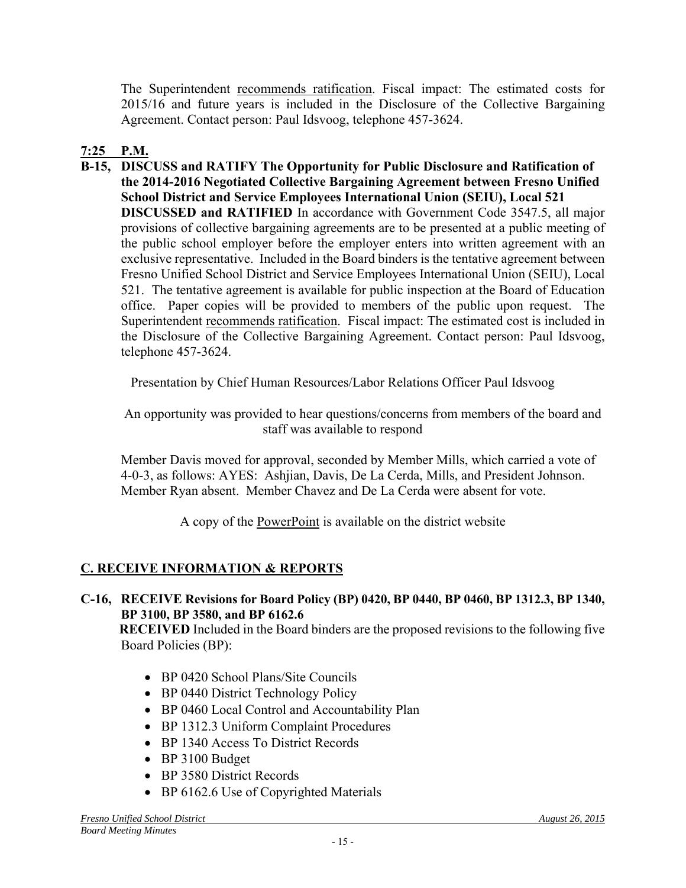The Superintendent recommends ratification. Fiscal impact: The estimated costs for 2015/16 and future years is included in the Disclosure of the Collective Bargaining Agreement. Contact person: Paul Idsvoog, telephone 457-3624.

**7:25 P.M.**

**B-15, DISCUSS and RATIFY The Opportunity for Public Disclosure and Ratification of the 2014-2016 Negotiated Collective Bargaining Agreement between Fresno Unified School District and Service Employees International Union (SEIU), Local 521**

**DISCUSSED and RATIFIED** In accordance with Government Code 3547.5, all major provisions of collective bargaining agreements are to be presented at a public meeting of the public school employer before the employer enters into written agreement with an exclusive representative. Included in the Board binders is the tentative agreement between Fresno Unified School District and Service Employees International Union (SEIU), Local 521. The tentative agreement is available for public inspection at the Board of Education office. Paper copies will be provided to members of the public upon request. The Superintendent recommends ratification. Fiscal impact: The estimated cost is included in the Disclosure of the Collective Bargaining Agreement. Contact person: Paul Idsvoog, telephone 457-3624.

Presentation by Chief Human Resources/Labor Relations Officer Paul Idsvoog

An opportunity was provided to hear questions/concerns from members of the board and staff was available to respond

Member Davis moved for approval, seconded by Member Mills, which carried a vote of 4-0-3, as follows: AYES: Ashjian, Davis, De La Cerda, Mills, and President Johnson. Member Ryan absent. Member Chavez and De La Cerda were absent for vote.

A copy of the PowerPoint is available on the district website

## C. RECEIVE INFORMATION & REPORTS

**C-16, RECEIVE Revisions for Board Policy (BP) 0420, BP 0440, BP 0460, BP 1312.3, BP 1340, BP 3100, BP 3580, and BP 6162.6**

**RECEIVED** Included in the Board binders are the proposed revisions to the following five Board Policies (BP):

- BP 0420 School Plans/Site Councils
- BP 0440 District Technology Policy
- BP 0460 Local Control and Accountability Plan
- BP 1312.3 Uniform Complaint Procedures
- BP 1340 Access To District Records
- BP 3100 Budget
- BP 3580 District Records
- BP 6162.6 Use of Copyrighted Materials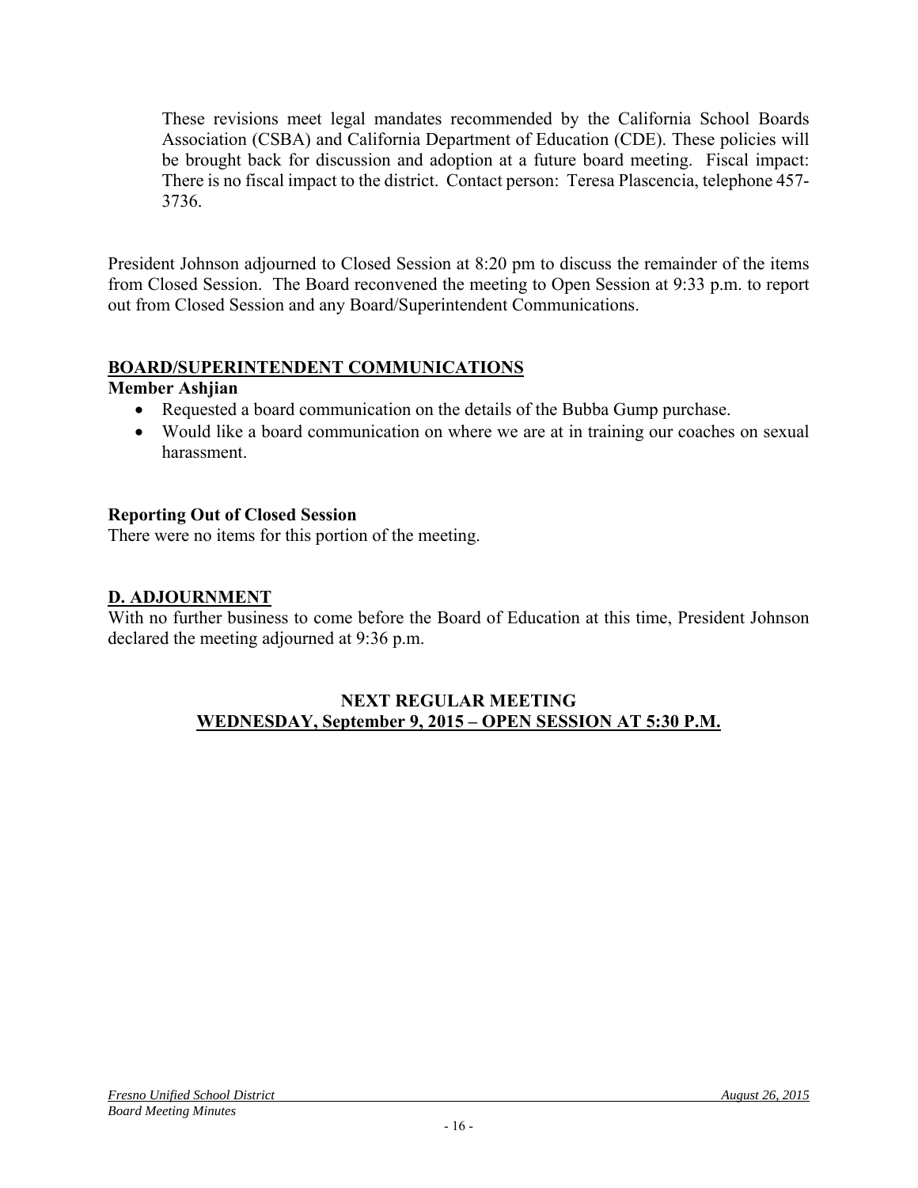These revisions meet legal mandates recommended by the California School Boards Association (CSBA) and California Department of Education (CDE). These policies will be brought back for discussion and adoption at a future board meeting. Fiscal impact: There is no fiscal impact to the district. Contact person: Teresa Plascencia, telephone 457-3736.

President Johnson adjourned to Closed Session at 8:20 pm to discuss the remainder of the items from Closed Session. The Board reconvened the meeting to Open Session at 9:33 p.m. to report out from Closed Session and any Board/Superintendent Communications.

## BOARD/SUPERINTENDENT COMMUNICATIONS

**Member Ashjian**

- Requested a board communication on the details of the Bubba Gump purchase.
- Would like a board communication on where we are at in training our coaches on sexual harassment.

**Reporting Out of Closed Session**

There were no items for this portion of the meeting.

## D. ADJOURNMENT

With no further business to come before the Board of Education at this time, President Johnson declared the meeting adjourned at 9:36 p.m.

**NEXT REGULAR MEETING**
**WEDNESDAY, September 9, 2015 – OPEN SESSION AT 5:30 P.M.**